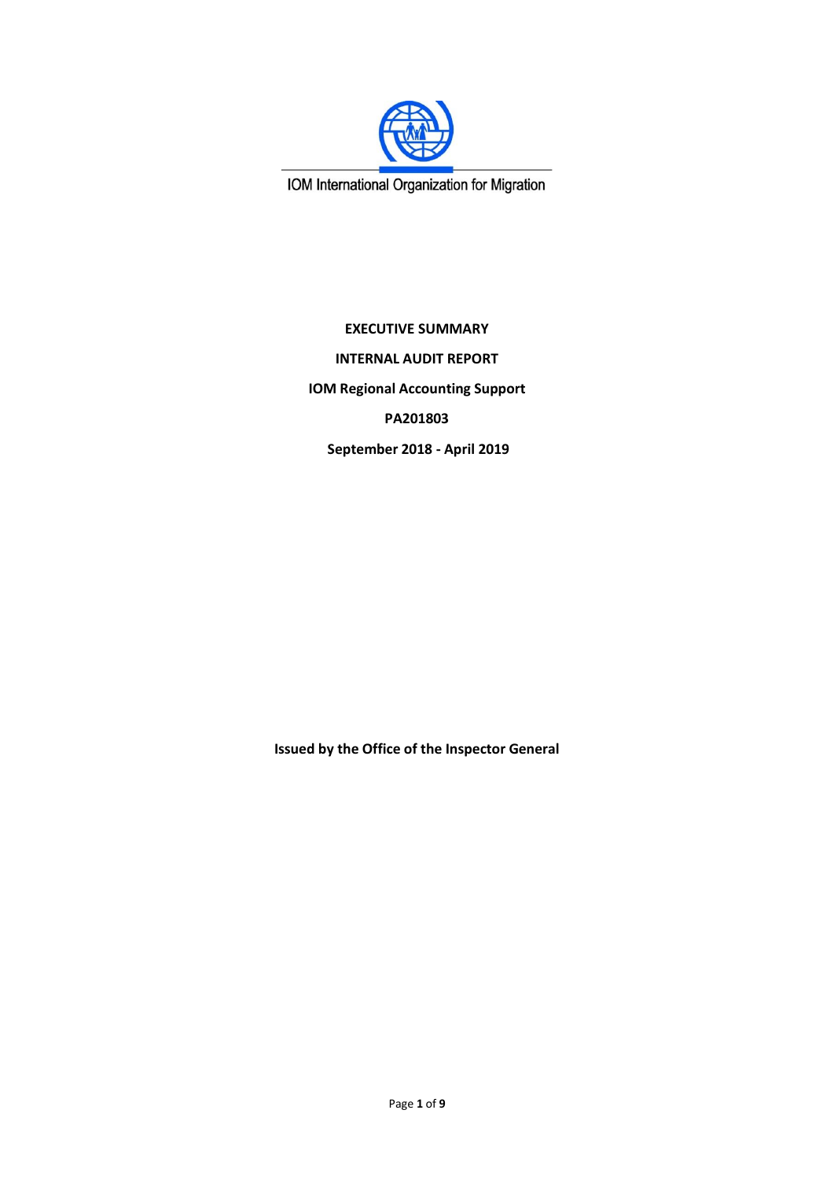IOM International Organization for Migration

**EXECUTIVE SUMMARY**

**INTERNAL AUDIT REPORT**

**IOM Regional Accounting Support**

**PA201803**

**September 2018 - April 2019**

**Issued by the Office of the Inspector General**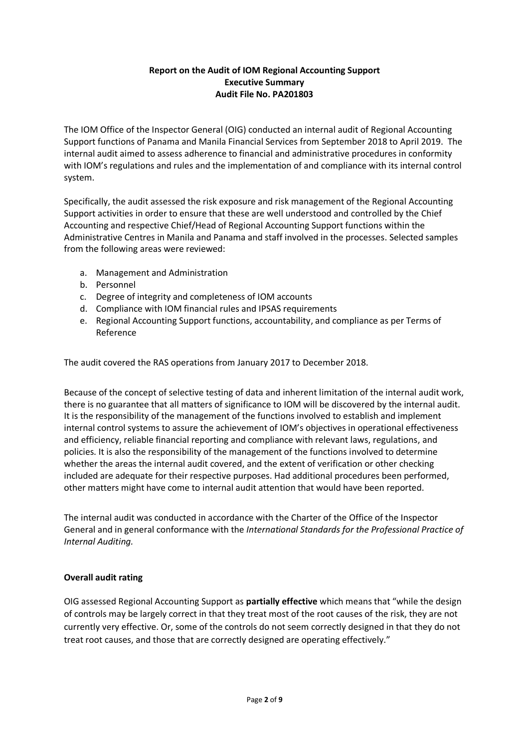**Report on the Audit of IOM Regional Accounting Support**
**Executive Summary**
**Audit File No. PA201803**

The IOM Office of the Inspector General (OIG) conducted an internal audit of Regional Accounting Support functions of Panama and Manila Financial Services from September 2018 to April 2019. The internal audit aimed to assess adherence to financial and administrative procedures in conformity with IOM's regulations and rules and the implementation of and compliance with its internal control system.

Specifically, the audit assessed the risk exposure and risk management of the Regional Accounting Support activities in order to ensure that these are well understood and controlled by the Chief Accounting and respective Chief/Head of Regional Accounting Support functions within the Administrative Centres in Manila and Panama and staff involved in the processes. Selected samples from the following areas were reviewed:

a. Management and Administration
b. Personnel
c. Degree of integrity and completeness of IOM accounts
d. Compliance with IOM financial rules and IPSAS requirements
e. Regional Accounting Support functions, accountability, and compliance as per Terms of Reference

The audit covered the RAS operations from January 2017 to December 2018.

Because of the concept of selective testing of data and inherent limitation of the internal audit work, there is no guarantee that all matters of significance to IOM will be discovered by the internal audit. It is the responsibility of the management of the functions involved to establish and implement internal control systems to assure the achievement of IOM's objectives in operational effectiveness and efficiency, reliable financial reporting and compliance with relevant laws, regulations, and policies. It is also the responsibility of the management the extent of the functions involved to determine whether the areas the internal audit covered, and the extent of verification or other checking included are adequate for their respective purposes. Had additional procedures been performed, other matters might have come to internal audit attention that would have been reported.

The internal audit was conducted in accordance with the Charter of the Office of the Inspector General and in general conformance with the *International Standards for the Professional Practice of Internal Auditing.*

**Overall audit rating**

OIG assessed Regional Accounting Support as **partially effective** which means that "while the design of controls may be largely correct in that they treat most of the root causes of the risk, they are not currently very effective. Or, some of the controls do not seem correctly designed in that they do not treat root causes, and those that are correctly designed are operating effectively."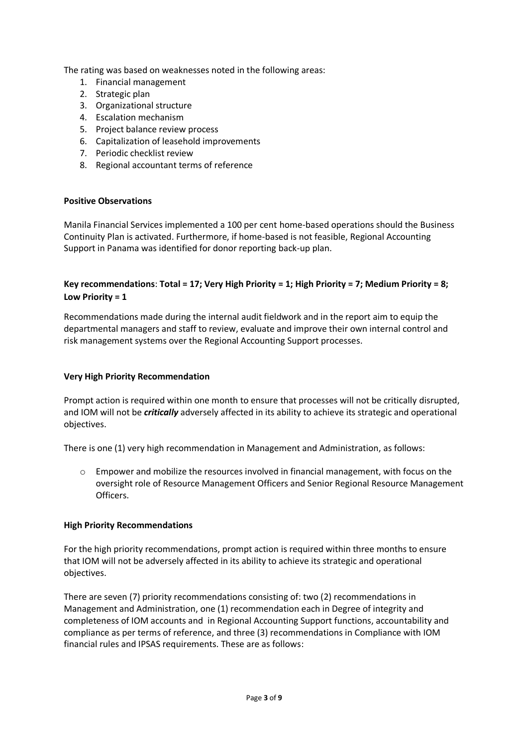The rating was based on weaknesses noted in the following areas:

1. Financial management
2. Strategic plan
3. Organizational structure
4. Escalation mechanism
5. Project balance review process
6. Capitalization of leasehold improvements
7. Periodic checklist review
8. Regional accountant terms of reference

**Positive Observations**

Manila Financial Services implemented a 100 per cent home-based operations should the Business Continuity Plan is activated. Furthermore, if home-based is not feasible, Regional Accounting Support in Panama was identified for donor reporting back-up plan.

**Key recommendations**: **Total = 17; Very High Priority = 1; High Priority = 7; Medium Priority = 8; Low Priority = 1**

Recommendations made during the internal audit fieldwork and in the report aim to equip the departmental managers and staff to review, evaluate and improve their own internal control and risk management systems over the Regional Accounting Support processes.

**Very High Priority Recommendation**

Prompt action is required within one month to ensure that processes will not be critically disrupted, and IOM will not be ***critically*** adversely affected in its ability to achieve its strategic and operational objectives.

There is one (1) very high recommendation in Management and Administration, as follows:

- Empower and mobilize the resources involved in financial management, with focus on the oversight role of Resource Management Officers and Senior Regional Resource Management Officers.

**High Priority Recommendations**

For the high priority recommendations, prompt action is required within three months to ensure that IOM will not be adversely affected in its ability to achieve its strategic and operational objectives.

There are seven (7) priority recommendations consisting of: two (2) recommendations in Management and Administration, one (1) recommendation each in Degree of integrity and completeness of IOM accounts and in Regional Accounting Support functions, accountability and compliance as per terms of reference, and three (3) recommendations in Compliance with IOM financial rules and IPSAS requirements. These are as follows: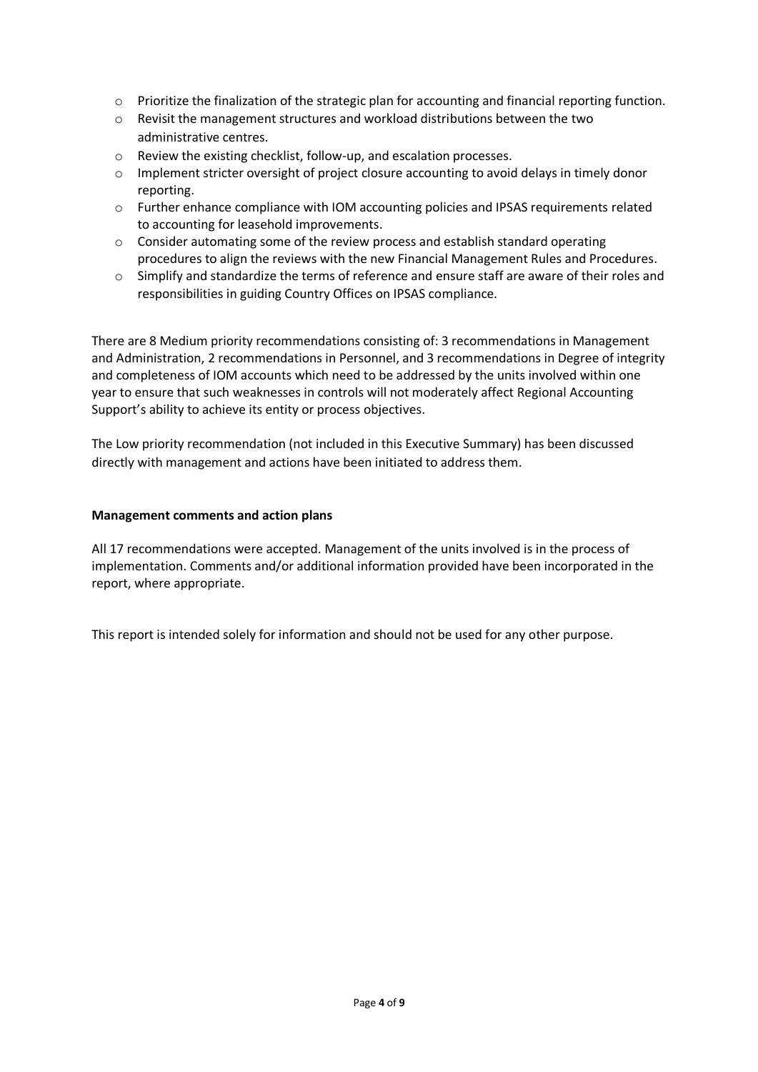- Prioritize the finalization of the strategic plan for accounting and financial reporting function.
- Revisit the management structures and workload distributions between the two administrative centres.
- Review the existing checklist, follow-up, and escalation processes.
- Implement stricter oversight of project closure accounting to avoid delays in timely donor reporting.
- Further enhance compliance with IOM accounting policies and IPSAS requirements related to accounting for leasehold improvements.
- Consider automating some of the review process and establish standard operating procedures to align the reviews with the new Financial Management Rules and Procedures.
- Simplify and standardize the terms of reference and ensure staff are aware of their roles and responsibilities in guiding Country Offices on IPSAS compliance.

There are 8 Medium priority recommendations consisting of: 3 recommendations in Management and Administration, 2 recommendations in Personnel, and 3 recommendations in Degree of integrity and completeness of IOM accounts which need to be addressed by the units involved within one year to ensure that such weaknesses in controls will not moderately affect Regional Accounting Support's ability to achieve its entity or process objectives.

The Low priority recommendation (not included in this Executive Summary) has been discussed directly with management and actions have been initiated to address them.

**Management comments and action plans**

All 17 recommendations were accepted. Management of the units involved is in the process of implementation. Comments and/or additional information provided have been incorporated in the report, where appropriate.

This report is intended solely for information and should not be used for any other purpose.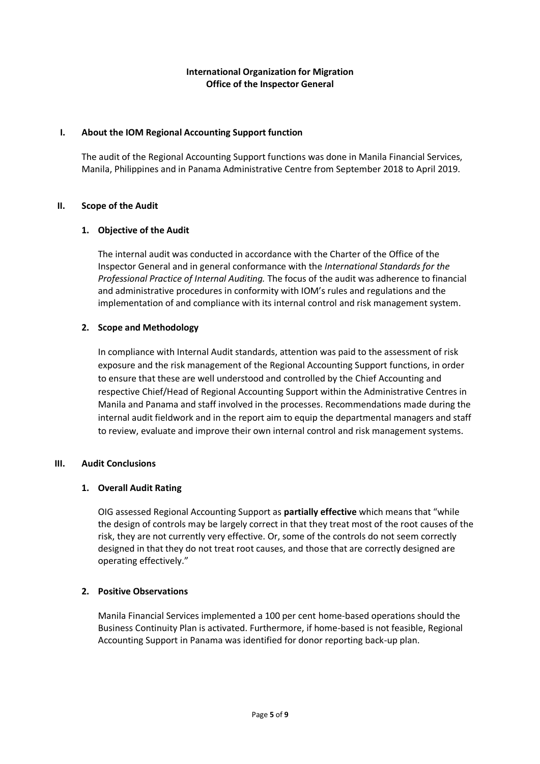**International Organization for Migration**
**Office of the Inspector General**

## I. About the IOM Regional Accounting Support function

The audit of the Regional Accounting Support functions was done in Manila Financial Services, Manila, Philippines and in Panama Administrative Centre from September 2018 to April 2019.

## II. Scope of the Audit

### 1. Objective of the Audit

The internal audit was conducted in accordance with the Charter of the Office of the Inspector General and in general conformance with the *International Standards for the Professional Practice of Internal Auditing.* The focus of the audit was adherence to financial and administrative procedures in conformity with IOM's rules and regulations and the implementation of and compliance with its internal control and risk management system.

### 2. Scope and Methodology

In compliance with Internal Audit standards, attention was paid to the assessment of risk exposure and the risk management of the Regional Accounting Support functions, in order to ensure that these are well understood and controlled by the Chief Accounting and respective Chief/Head of Regional Accounting Support within the Administrative Centres in Manila and Panama and staff involved in the processes. Recommendations made during the internal audit fieldwork and in the report aim to equip the departmental managers and staff to review, evaluate and improve their own internal control and risk management systems.

## III. Audit Conclusions

### 1. Overall Audit Rating

OIG assessed Regional Accounting Support as **partially effective** which means that "while the design of controls may be largely correct in that they treat most of the root causes of the risk, they are not currently very effective. Or, some of the controls do not seem correctly designed in that they do not treat root causes, and those that are correctly designed are operating effectively."

### 2. Positive Observations

Manila Financial Services implemented a 100 per cent home-based operations should the Business Continuity Plan is activated. Furthermore, if home-based is not feasible, Regional Accounting Support in Panama was identified for donor reporting back-up plan.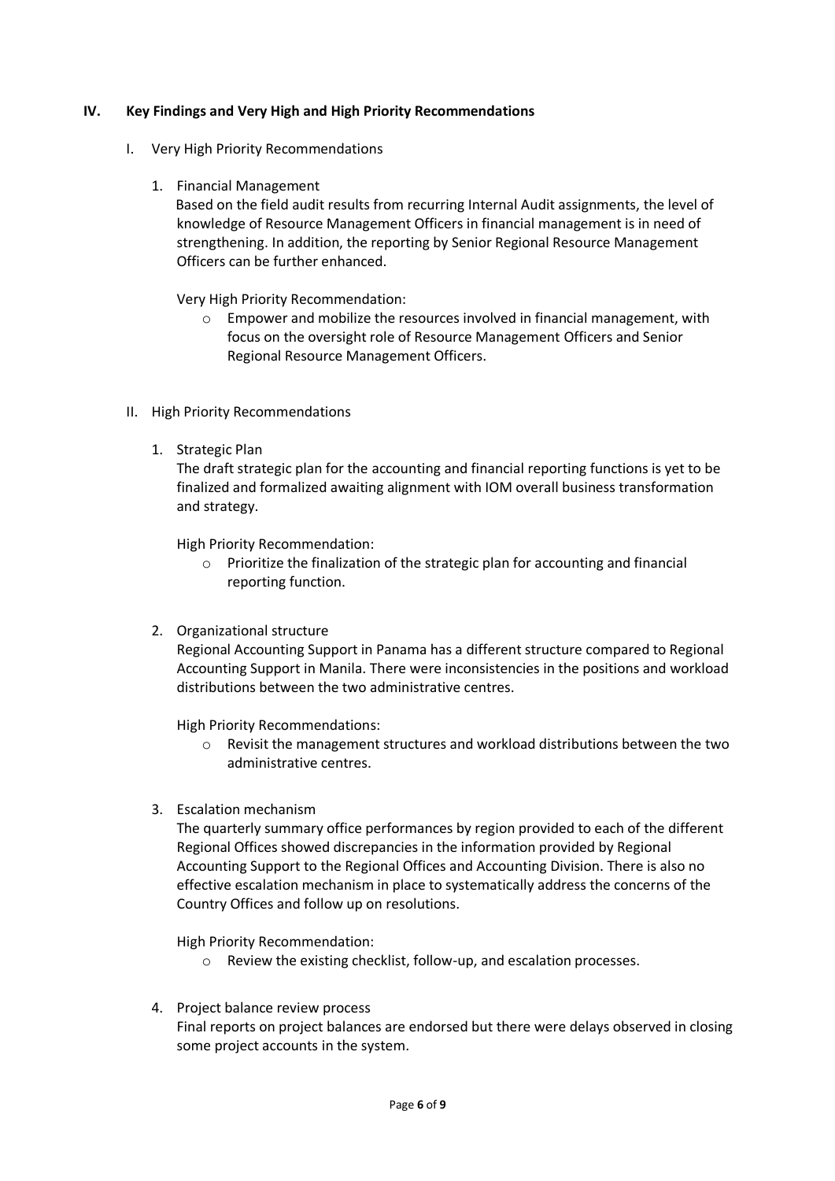## IV. Key Findings and Very High and High Priority Recommendations

I. Very High Priority Recommendations

1. Financial Management

   Based on the field audit results from recurring Internal Audit assignments, the level of knowledge of Resource Management Officers in financial management is in need of strengthening. In addition, the reporting by Senior Regional Resource Management Officers can be further enhanced.

   Very High Priority Recommendation:

   - Empower and mobilize the resources involved in financial management, with focus on the oversight role of Resource Management Officers and Senior Regional Resource Management Officers.

II. High Priority Recommendations

1. Strategic Plan

   The draft strategic plan for the accounting and financial reporting functions is yet to be finalized and formalized awaiting alignment with IOM overall business transformation and strategy.

   High Priority Recommendation:

   - Prioritize the finalization of the strategic plan for accounting and financial reporting function.

2. Organizational structure

   Regional Accounting Support in Panama has a different structure compared to Regional Accounting Support in Manila. There were inconsistencies in the positions and workload distributions between the two administrative centres.

   High Priority Recommendations:

   - Revisit the management structures and workload distributions between the two administrative centres.

3. Escalation mechanism

   The quarterly summary office performances by region provided to each of the different Regional Offices showed discrepancies in the information provided by Regional Accounting Support to the Regional Offices and Accounting Division. There is also no effective escalation mechanism in place to systematically address the concerns of the Country Offices and follow up on resolutions.

   High Priority Recommendation:

   - Review the existing checklist, follow-up, and escalation processes.

4. Project balance review process

   Final reports on project balances are endorsed but there were delays observed in closing some project accounts in the system.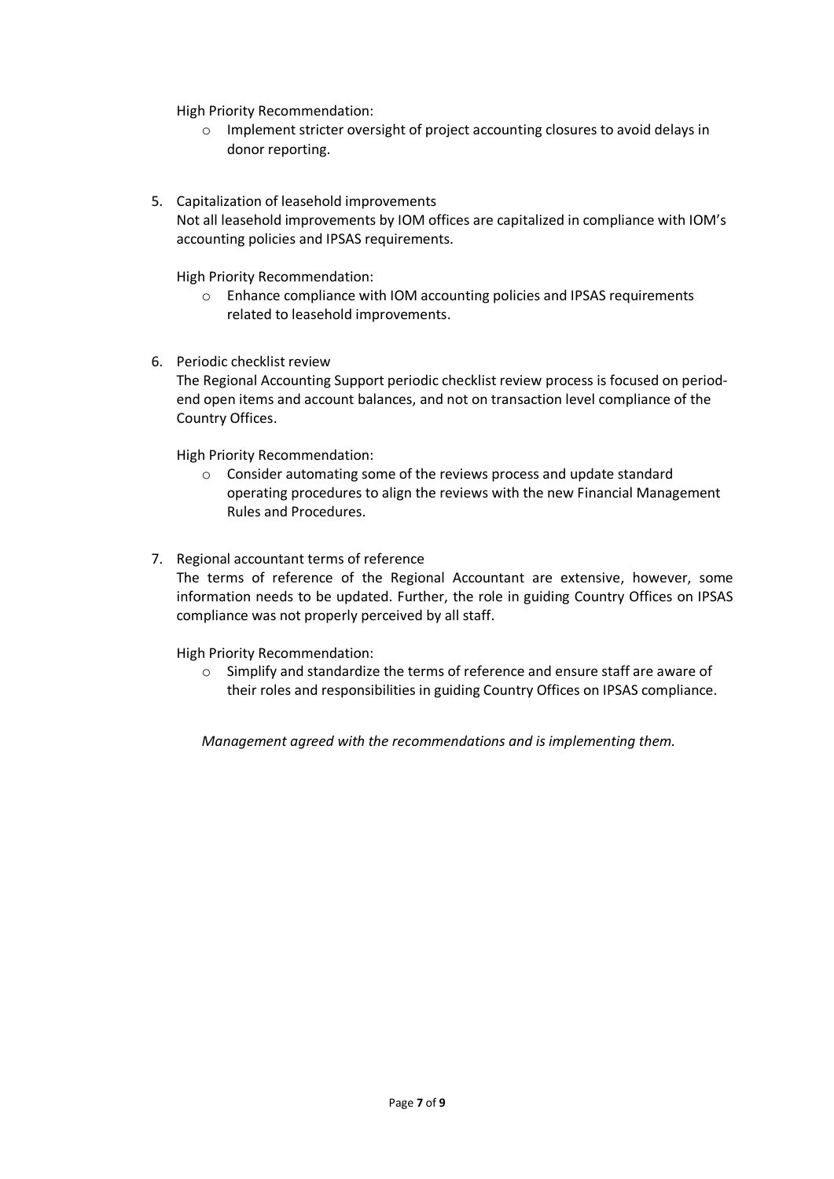High Priority Recommendation:

- Implement stricter oversight of project accounting closures to avoid delays in donor reporting.

5. Capitalization of leasehold improvements

   Not all leasehold improvements by IOM offices are capitalized in compliance with IOM's accounting policies and IPSAS requirements.

   High Priority Recommendation:

   - Enhance compliance with IOM accounting policies and IPSAS requirements related to leasehold improvements.

6. Periodic checklist review

   The Regional Accounting Support periodic checklist review process is focused on period-end open items and account balances, and not on transaction level compliance of the Country Offices.

   High Priority Recommendation:

   - Consider automating some of the reviews process and update standard operating procedures to align the reviews with the new Financial Management Rules and Procedures.

7. Regional accountant terms of reference

   The terms of reference of the Regional Accountant are extensive, however, some information needs to be updated. Further, the role in guiding Country Offices on IPSAS compliance was not properly perceived by all staff.

   High Priority Recommendation:

   - Simplify and standardize the terms of reference and ensure staff are aware of their roles and responsibilities in guiding Country Offices on IPSAS compliance.

*Management agreed with the recommendations and is implementing them.*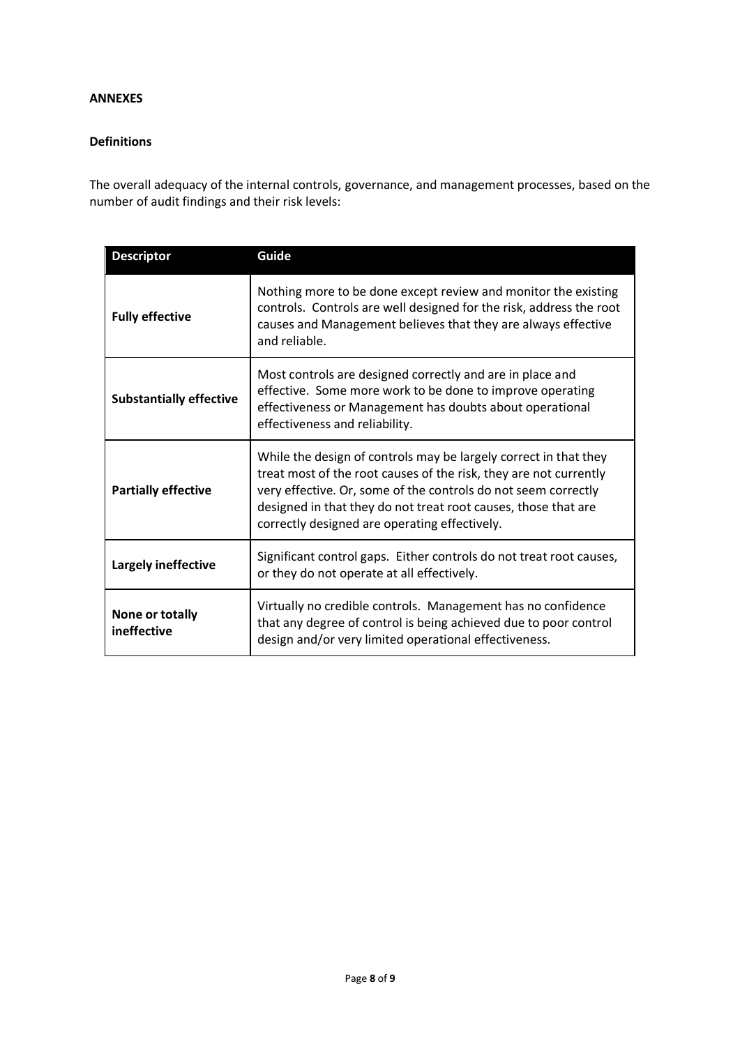**ANNEXES**

**Definitions**

The overall adequacy of the internal controls, governance, and management processes, based on the number of audit findings and their risk levels:

| Descriptor | Guide |
|---|---|
| **Fully effective** | Nothing more to be done except review and monitor the existing controls. Controls are well designed for the risk, address the root causes and Management believes that they are always effective and reliable. |
| **Substantially effective** | Most controls are designed correctly and are in place and effective. Some more work to be done to improve operating effectiveness or Management has doubts about operational effectiveness and reliability. |
| **Partially effective** | While the design of controls may be largely correct in that they treat most of the root causes of the risk, they are not currently very effective. Or, some of the controls do not seem correctly designed in that they do not treat root causes, those that are correctly designed are operating effectively. |
| **Largely ineffective** | Significant control gaps. Either controls do not treat root causes, or they do not operate at all effectively. |
| **None or totally ineffective** | Virtually no credible controls. Management has no confidence that any degree of control is being achieved due to poor control design and/or very limited operational effectiveness. |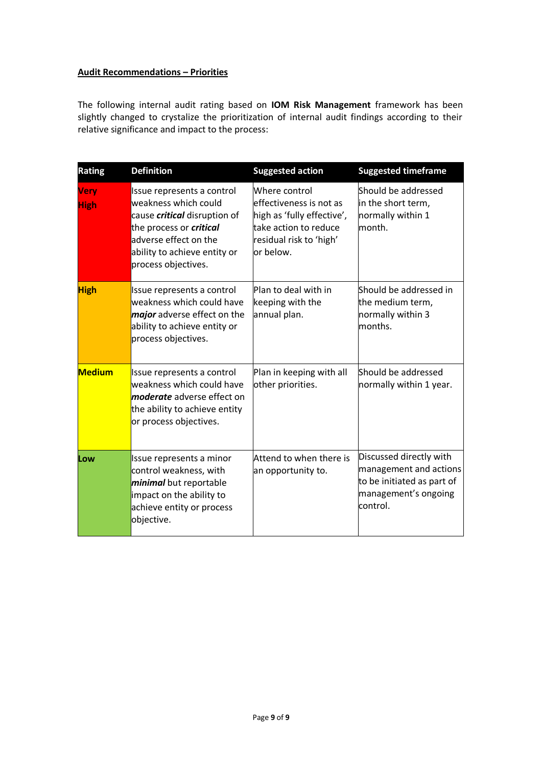**Audit Recommendations – Priorities**

The following internal audit rating based on **IOM Risk Management** framework has been slightly changed to crystalize the prioritization of internal audit findings according to their relative significance and impact to the process:

| Rating | Definition | Suggested action | Suggested timeframe |
|---|---|---|---|
| **Very High** | Issue represents a control weakness which could cause ***critical*** disruption of the process or ***critical*** adverse effect on the ability to achieve entity or process objectives. | Where control effectiveness is not as high as 'fully effective', take action to reduce residual risk to 'high' or below. | Should be addressed in the short term, normally within 1 month. |
| **High** | Issue represents a control weakness which could have ***major*** adverse effect on the ability to achieve entity or process objectives. | Plan to deal with in keeping with the annual plan. | Should be addressed in the medium term, normally within 3 months. |
| **Medium** | Issue represents a control weakness which could have ***moderate*** adverse effect on the ability to achieve entity or process objectives. | Plan in keeping with all other priorities. | Should be addressed normally within 1 year. |
| **Low** | Issue represents a minor control weakness, with ***minimal*** but reportable impact on the ability to achieve entity or process objective. | Attend to when there is an opportunity to. | Discussed directly with management and actions to be initiated as part of management's ongoing control. |